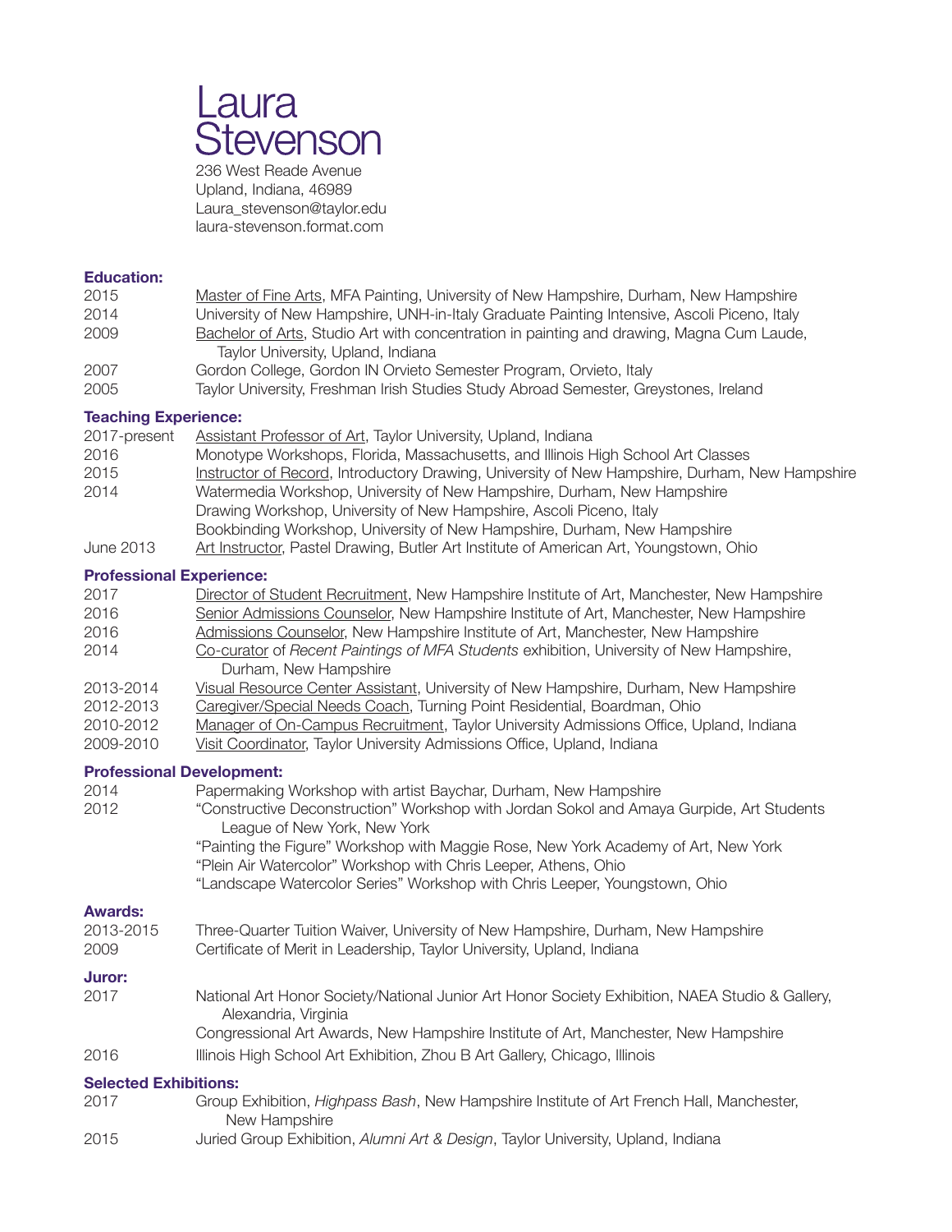# Laura Stevenson

236 West Reade Avenue
Upland, Indiana, 46989
Laura_stevenson@taylor.edu
laura-stevenson.format.com

### Education:

| | |
|---|---|
| 2015 | Master of Fine Arts, MFA Painting, University of New Hampshire, Durham, New Hampshire |
| 2014 | University of New Hampshire, UNH-in-Italy Graduate Painting Intensive, Ascoli Piceno, Italy |
| 2009 | Bachelor of Arts, Studio Art with concentration in painting and drawing, Magna Cum Laude, Taylor University, Upland, Indiana |
| 2007 | Gordon College, Gordon IN Orvieto Semester Program, Orvieto, Italy |
| 2005 | Taylor University, Freshman Irish Studies Study Abroad Semester, Greystones, Ireland |

### Teaching Experience:

| | |
|---|---|
| 2017-present | Assistant Professor of Art, Taylor University, Upland, Indiana |
| 2016 | Monotype Workshops, Florida, Massachusetts, and Illinois High School Art Classes |
| 2015 | Instructor of Record, Introductory Drawing, University of New Hampshire, Durham, New Hampshire |
| 2014 | Watermedia Workshop, University of New Hampshire, Durham, New Hampshire |
| | Drawing Workshop, University of New Hampshire, Ascoli Piceno, Italy |
| | Bookbinding Workshop, University of New Hampshire, Durham, New Hampshire |
| June 2013 | Art Instructor, Pastel Drawing, Butler Art Institute of American Art, Youngstown, Ohio |

### Professional Experience:

| | |
|---|---|
| 2017 | Director of Student Recruitment, New Hampshire Institute of Art, Manchester, New Hampshire |
| 2016 | Senior Admissions Counselor, New Hampshire Institute of Art, Manchester, New Hampshire |
| 2016 | Admissions Counselor, New Hampshire Institute of Art, Manchester, New Hampshire |
| 2014 | Co-curator of *Recent Paintings of MFA Students* exhibition, University of New Hampshire, Durham, New Hampshire |
| 2013-2014 | Visual Resource Center Assistant, University of New Hampshire, Durham, New Hampshire |
| 2012-2013 | Caregiver/Special Needs Coach, Turning Point Residential, Boardman, Ohio |
| 2010-2012 | Manager of On-Campus Recruitment, Taylor University Admissions Office, Upland, Indiana |
| 2009-2010 | Visit Coordinator, Taylor University Admissions Office, Upland, Indiana |

### Professional Development:

| | |
|---|---|
| 2014 | Papermaking Workshop with artist Baychar, Durham, New Hampshire |
| 2012 | "Constructive Deconstruction" Workshop with Jordan Sokol and Amaya Gurpide, Art Students League of New York, New York |
| | "Painting the Figure" Workshop with Maggie Rose, New York Academy of Art, New York |
| | "Plein Air Watercolor" Workshop with Chris Leeper, Athens, Ohio |
| | "Landscape Watercolor Series" Workshop with Chris Leeper, Youngstown, Ohio |

### Awards:

| | |
|---|---|
| 2013-2015 | Three-Quarter Tuition Waiver, University of New Hampshire, Durham, New Hampshire |
| 2009 | Certificate of Merit in Leadership, Taylor University, Upland, Indiana |

### Juror:

| | |
|---|---|
| 2017 | National Art Honor Society/National Junior Art Honor Society Exhibition, NAEA Studio & Gallery, Alexandria, Virginia |
| | Congressional Art Awards, New Hampshire Institute of Art, Manchester, New Hampshire |
| 2016 | Illinois High School Art Exhibition, Zhou B Art Gallery, Chicago, Illinois |

### Selected Exhibitions:

| | |
|---|---|
| 2017 | Group Exhibition, *Highpass Bash*, New Hampshire Institute of Art French Hall, Manchester, New Hampshire |
| 2015 | Juried Group Exhibition, *Alumni Art & Design*, Taylor University, Upland, Indiana |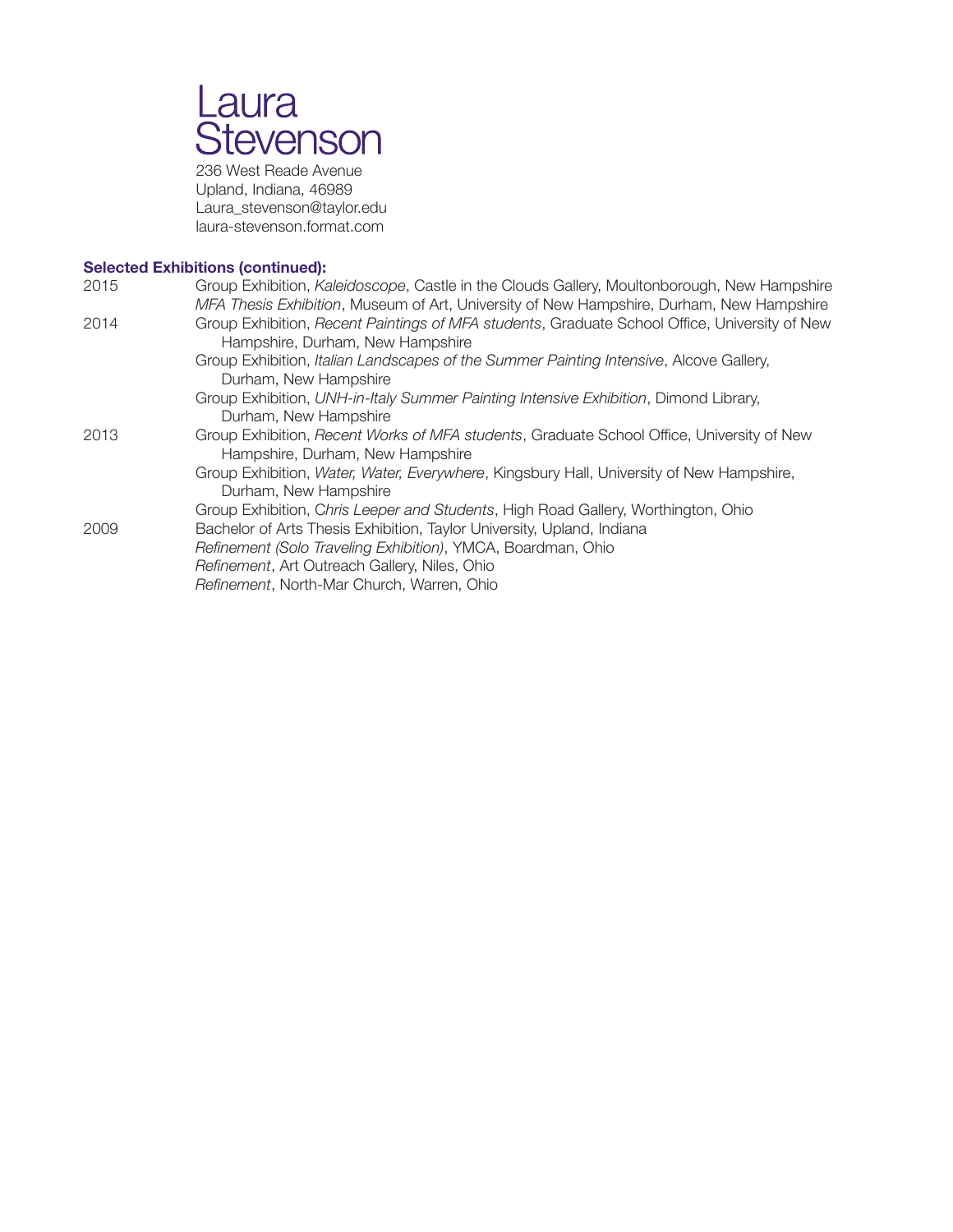# Laura Stevenson

236 West Reade Avenue
Upland, Indiana, 46989
Laura_stevenson@taylor.edu
laura-stevenson.format.com

**Selected Exhibitions (continued):**

2015
- Group Exhibition, *Kaleidoscope*, Castle in the Clouds Gallery, Moultonborough, New Hampshire
- *MFA Thesis Exhibition*, Museum of Art, University of New Hampshire, Durham, New Hampshire

2014
- Group Exhibition, *Recent Paintings of MFA students*, Graduate School Office, University of New Hampshire, Durham, New Hampshire
- Group Exhibition, *Italian Landscapes of the Summer Painting Intensive*, Alcove Gallery, Durham, New Hampshire
- Group Exhibition, *UNH-in-Italy Summer Painting Intensive Exhibition*, Dimond Library, Durham, New Hampshire

2013
- Group Exhibition, *Recent Works of MFA students*, Graduate School Office, University of New Hampshire, Durham, New Hampshire
- Group Exhibition, *Water, Water, Everywhere*, Kingsbury Hall, University of New Hampshire, Durham, New Hampshire
- Group Exhibition, C*hris Leeper and Students*, High Road Gallery, Worthington, Ohio

2009
- Bachelor of Arts Thesis Exhibition, Taylor University, Upland, Indiana
- *Refinement (Solo Traveling Exhibition)*, YMCA, Boardman, Ohio
- *Refinement*, Art Outreach Gallery, Niles, Ohio
- *Refinement*, North-Mar Church, Warren, Ohio